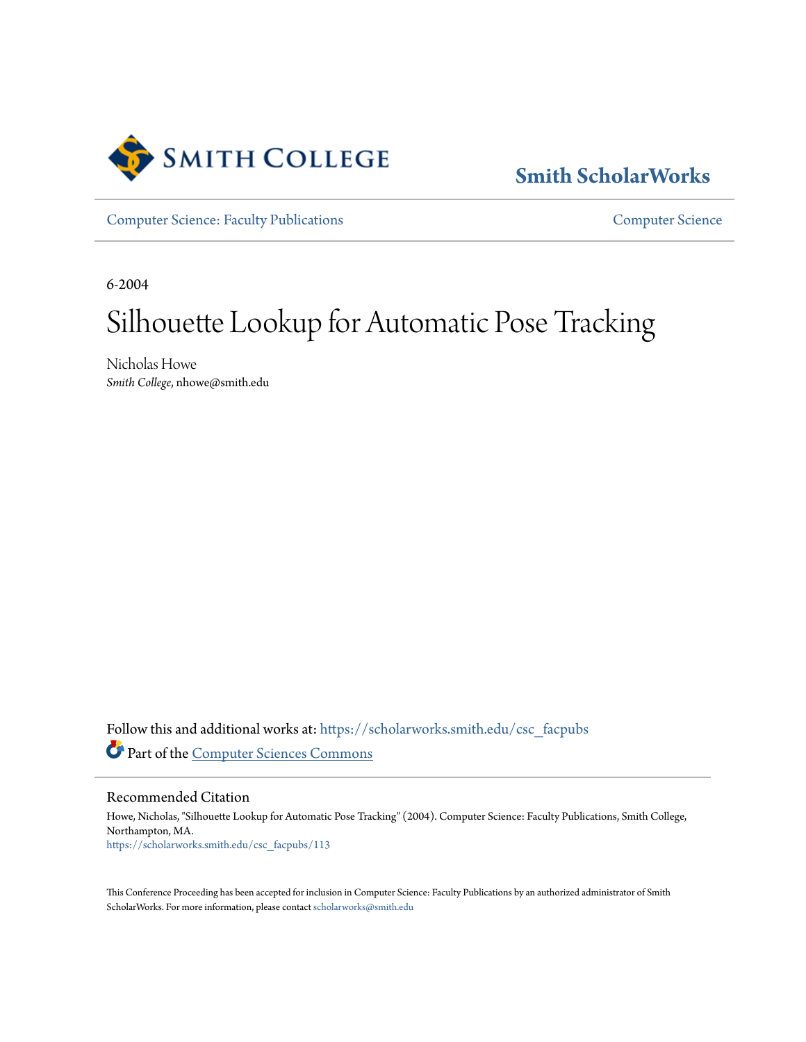Smith College

Smith ScholarWorks

Computer Science: Faculty Publications

Computer Science

6-2004

# Silhouette Lookup for Automatic Pose Tracking

Nicholas Howe
*Smith College*, nhowe@smith.edu

Follow this and additional works at: https://scholarworks.smith.edu/csc_facpubs

Part of the Computer Sciences Commons

## Recommended Citation

Howe, Nicholas, "Silhouette Lookup for Automatic Pose Tracking" (2004). Computer Science: Faculty Publications, Smith College, Northampton, MA.
https://scholarworks.smith.edu/csc_facpubs/113

This Conference Proceeding has been accepted for inclusion in Computer Science: Faculty Publications by an authorized administrator of Smith ScholarWorks. For more information, please contact scholarworks@smith.edu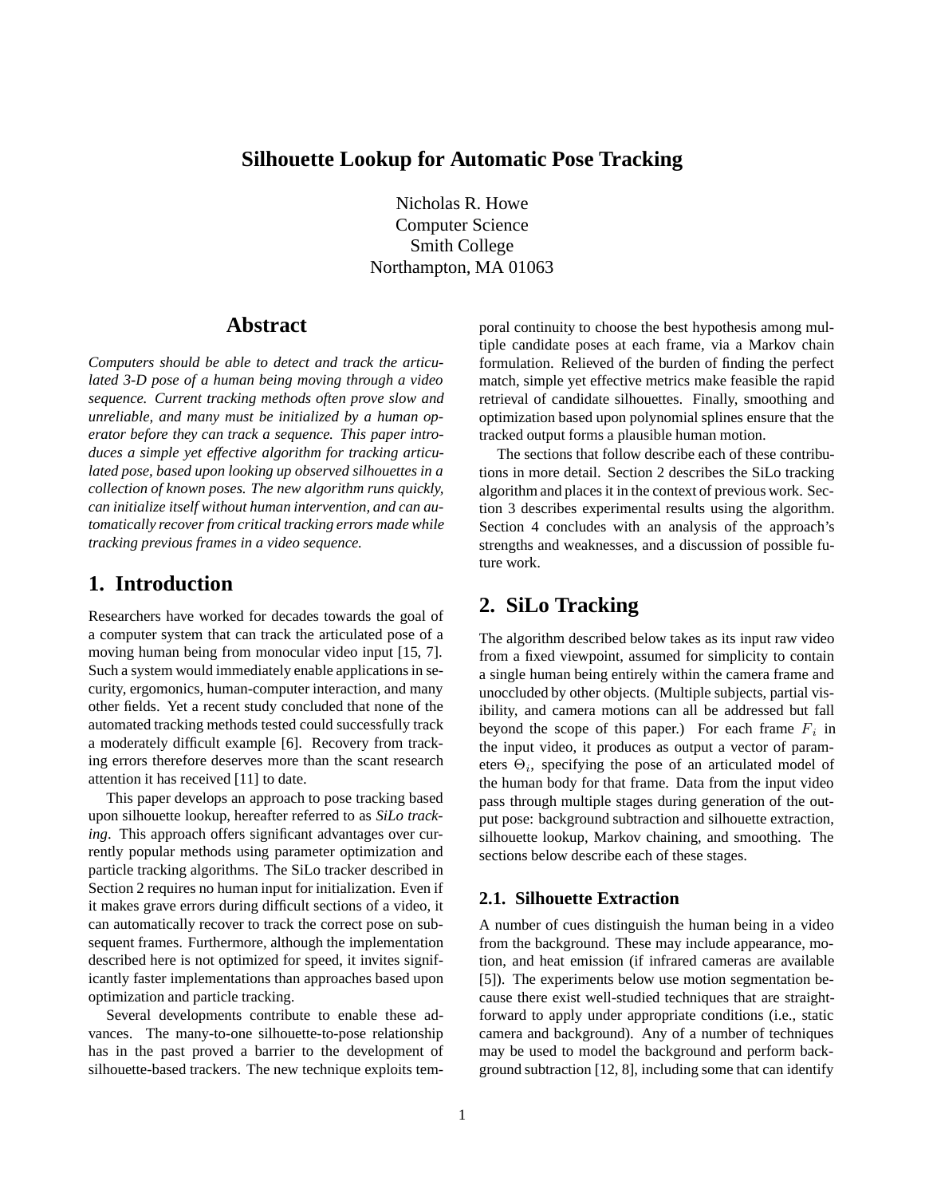# Silhouette Lookup for Automatic Pose Tracking

Nicholas R. Howe
Computer Science
Smith College
Northampton, MA 01063

## Abstract

*Computers should be able to detect and track the articulated 3-D pose of a human being moving through a video sequence. Current tracking methods often prove slow and unreliable, and many must be initialized by a human operator before they can track a sequence. This paper introduces a simple yet effective algorithm for tracking articulated pose, based upon looking up observed silhouettes in a collection of known poses. The new algorithm runs quickly, can initialize itself without human intervention, and can automatically recover from critical tracking errors made while tracking previous frames in a video sequence.*

## 1. Introduction

Researchers have worked for decades towards the goal of a computer system that can track the articulated pose of a moving human being from monocular video input [15, 7]. Such a system would immediately enable applications in security, ergomonics, human-computer interaction, and many other fields. Yet a recent study concluded that none of the automated tracking methods tested could successfully track a moderately difficult example [6]. Recovery from tracking errors therefore deserves more than the scant research attention it has received [11] to date.

This paper develops an approach to pose tracking based upon silhouette lookup, hereafter referred to as *SiLo tracking*. This approach offers significant advantages over currently popular methods using parameter optimization and particle tracking algorithms. The SiLo tracker described in Section 2 requires no human input for initialization. Even if it makes grave errors during difficult sections of a video, it can automatically recover to track the correct pose on subsequent frames. Furthermore, although the implementation described here is not optimized for speed, it invites significantly faster implementations than approaches based upon optimization and particle tracking.

Several developments contribute to enable these advances. The many-to-one silhouette-to-pose relationship has in the past proved a barrier to the development of silhouette-based trackers. The new technique exploits temporal continuity to choose the best hypothesis among multiple candidate poses at each frame, via a Markov chain formulation. Relieved of the burden of finding the perfect match, simple yet effective metrics make feasible the rapid retrieval of candidate silhouettes. Finally, smoothing and optimization based upon polynomial splines ensure that the tracked output forms a plausible human motion.

The sections that follow describe each of these contributions in more detail. Section 2 describes the SiLo tracking algorithm and places it in the context of previous work. Section 3 describes experimental results using the algorithm. Section 4 concludes with an analysis of the approach's strengths and weaknesses, and a discussion of possible future work.

## 2. SiLo Tracking

The algorithm described below takes as its input raw video from a fixed viewpoint, assumed for simplicity to contain a single human being entirely within the camera frame and unoccluded by other objects. (Multiple subjects, partial visibility, and camera motions can all be addressed but fall beyond the scope of this paper.) For each frame $F_i$ in the input video, it produces as output a vector of parameters $\Theta_i$, specifying the pose of an articulated model of the human body for that frame. Data from the input video pass through multiple stages during generation of the output pose: background subtraction and silhouette extraction, silhouette lookup, Markov chaining, and smoothing. The sections below describe each of these stages.

### 2.1. Silhouette Extraction

A number of cues distinguish the human being in a video from the background. These may include appearance, motion, and heat emission (if infrared cameras are available [5]). The experiments below use motion segmentation because there exist well-studied techniques that are straightforward to apply under appropriate conditions (i.e., static camera and background). Any of a number of techniques may be used to model the background and perform background subtraction [12, 8], including some that can identify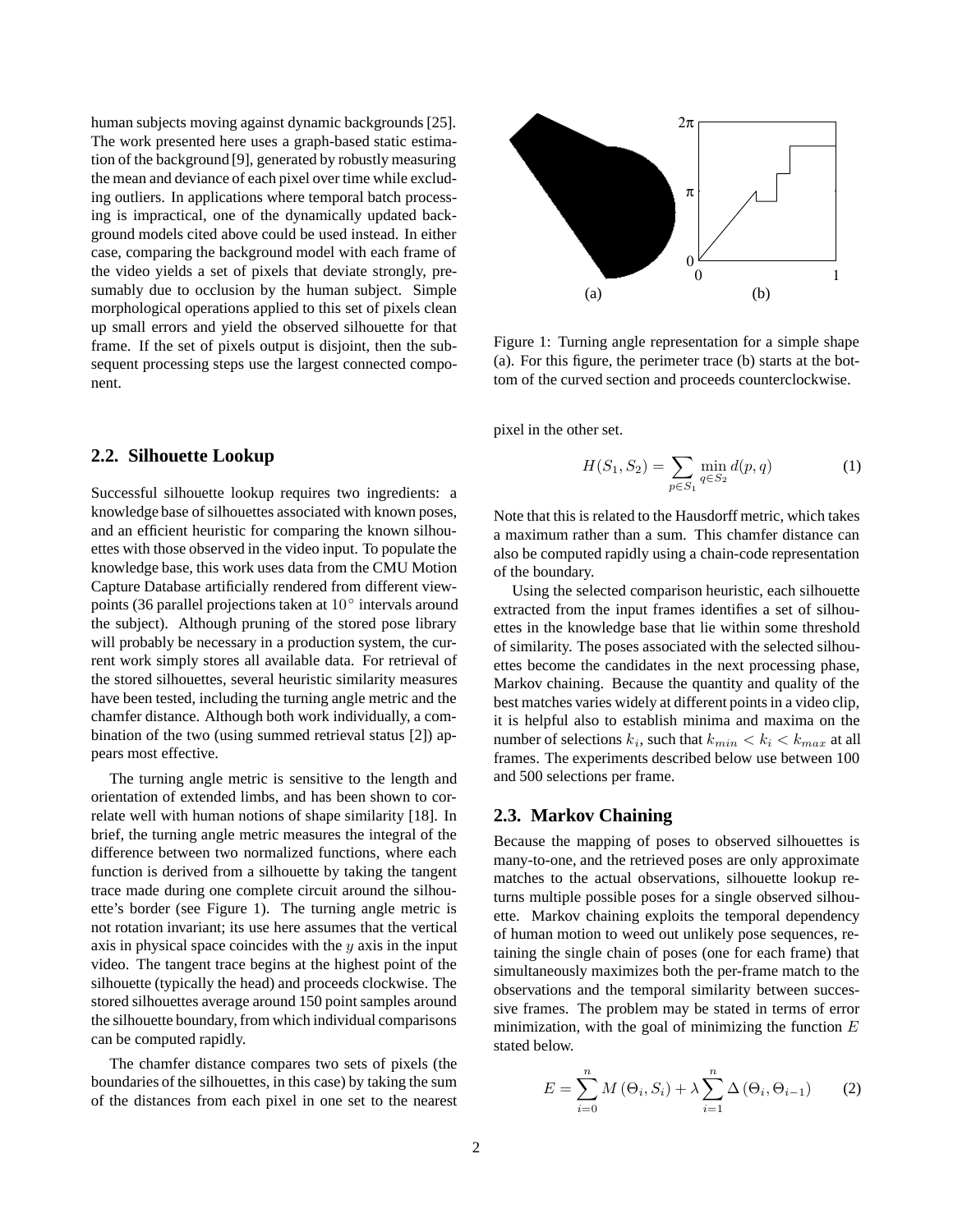human subjects moving against dynamic backgrounds [25]. The work presented here uses a graph-based static estimation of the background [9], generated by robustly measuring the mean and deviance of each pixel over time while excluding outliers. In applications where temporal batch processing is impractical, one of the dynamically updated background models cited above could be used instead. In either case, comparing the background model with each frame of the video yields a set of pixels that deviate strongly, presumably due to occlusion by the human subject. Simple morphological operations applied to this set of pixels clean up small errors and yield the observed silhouette for that frame. If the set of pixels output is disjoint, then the subsequent processing steps use the largest connected component.

## 2.2. Silhouette Lookup

Successful silhouette lookup requires two ingredients: a knowledge base of silhouettes associated with known poses, and an efficient heuristic for comparing the known silhouettes with those observed in the video input. To populate the knowledge base, this work uses data from the CMU Motion Capture Database artificially rendered from different viewpoints (36 parallel projections taken at $10^\circ$ intervals around the subject). Although pruning of the stored pose library will probably be necessary in a production system, the current work simply stores all available data. For retrieval of the stored silhouettes, several heuristic similarity measures have been tested, including the turning angle metric and the chamfer distance. Although both work individually, a combination of the two (using summed retrieval status [2]) appears most effective.

The turning angle metric is sensitive to the length and orientation of extended limbs, and has been shown to correlate well with human notions of shape similarity [18]. In brief, the turning angle metric measures the integral of the difference between two normalized functions, where each function is derived from a silhouette by taking the tangent trace made during one complete circuit around the silhouette's border (see Figure 1). The turning angle metric is not rotation invariant; its use here assumes that the vertical axis in physical space coincides with the $y$ axis in the input video. The tangent trace begins at the highest point of the silhouette (typically the head) and proceeds clockwise. The stored silhouettes average around 150 point samples around the silhouette boundary, from which individual comparisons can be computed rapidly.

The chamfer distance compares two sets of pixels (the boundaries of the silhouettes, in this case) by taking the sum of the distances from each pixel in one set to the nearest pixel in the other set.

Figure 1: Turning angle representation for a simple shape (a). For this figure, the perimeter trace (b) starts at the bottom of the curved section and proceeds counterclockwise.

$$H(S_1, S_2) = \sum_{p \in S_1} \min_{q \in S_2} d(p, q) \tag{1}$$

Note that this is related to the Hausdorff metric, which takes a maximum rather than a sum. This chamfer distance can also be computed rapidly using a chain-code representation of the boundary.

Using the selected comparison heuristic, each silhouette extracted from the input frames identifies a set of silhouettes in the knowledge base that lie within some threshold of similarity. The poses associated with the selected silhouettes become the candidates in the next processing phase, Markov chaining. Because the quantity and quality of the best matches varies widely at different points in a video clip, it is helpful also to establish minima and maxima on the number of selections $k_i$, such that $k_{min} < k_i < k_{max}$ at all frames. The experiments described below use between 100 and 500 selections per frame.

## 2.3. Markov Chaining

Because the mapping of poses to observed silhouettes is many-to-one, and the retrieved poses are only approximate matches to the actual observations, silhouette lookup returns multiple possible poses for a single observed silhouette. Markov chaining exploits the temporal dependency of human motion to weed out unlikely pose sequences, retaining the single chain of poses (one for each frame) that simultaneously maximizes both the per-frame match to the observations and the temporal similarity between successive frames. The problem may be stated in terms of error minimization, with the goal of minimizing the function $E$ stated below.

$$E = \sum_{i=0}^{n} M\left(\Theta_i, S_i\right) + \lambda \sum_{i=1}^{n} \Delta\left(\Theta_i, \Theta_{i-1}\right) \tag{2}$$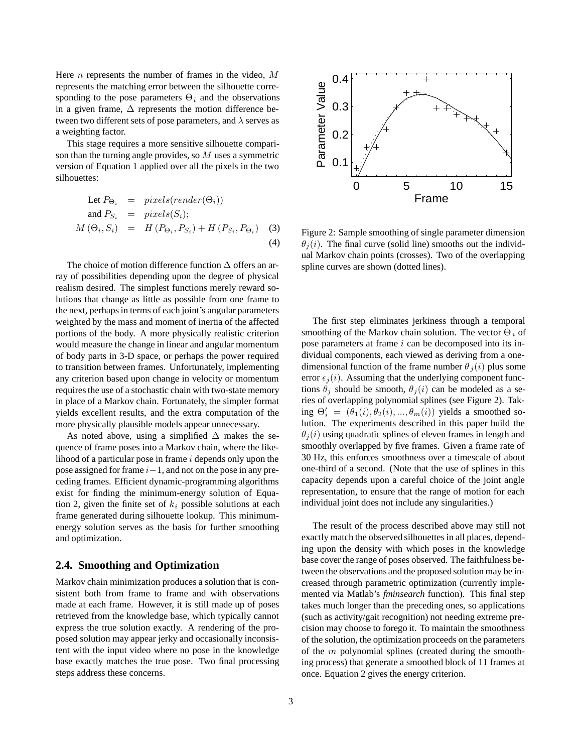Here $n$ represents the number of frames in the video, $M$ represents the matching error between the silhouette corresponding to the pose parameters $\Theta_i$ and the observations in a given frame, $\Delta$ represents the motion difference between two different sets of pose parameters, and $\lambda$ serves as a weighting factor.

This stage requires a more sensitive silhouette comparison than the turning angle provides, so $M$ uses a symmetric version of Equation 1 applied over all the pixels in the two silhouettes:

$$
\begin{aligned}
\text{Let } P_{\Theta_i} &= pixels(render(\Theta_i)) \\
\text{and } P_{S_i} &= pixels(S_i); \\
M(\Theta_i, S_i) &= H(P_{\Theta_i}, P_{S_i}) + H(P_{S_i}, P_{\Theta_i}) \quad (3) \\
& \quad (4)
\end{aligned}
$$

The choice of motion difference function $\Delta$ offers an array of possibilities depending upon the degree of physical realism desired. The simplest functions merely reward solutions that change as little as possible from one frame to the next, perhaps in terms of each joint's angular parameters weighted by the mass and moment of inertia of the affected portions of the body. A more physically realistic criterion would measure the change in linear and angular momentum of body parts in 3-D space, or perhaps the power required to transition between frames. Unfortunately, implementing any criterion based upon change in velocity or momentum requires the use of a stochastic chain with two-state memory in place of a Markov chain. Fortunately, the simpler format yields excellent results, and the extra computation of the more physically plausible models appear unnecessary.

As noted above, using a simplified $\Delta$ makes the sequence of frame poses into a Markov chain, where the likelihood of a particular pose in frame $i$ depends only upon the pose assigned for frame $i-1$, and not on the pose in any preceding frames. Efficient dynamic-programming algorithms exist for finding the minimum-energy solution of Equation 2, given the finite set of $k_i$ possible solutions at each frame generated during silhouette lookup. This minimum-energy solution serves as the basis for further smoothing and optimization.

## 2.4. Smoothing and Optimization

Markov chain minimization produces a solution that is consistent both from frame to frame and with observations made at each frame. However, it is still made up of poses retrieved from the knowledge base, which typically cannot express the true solution exactly. A rendering of the proposed solution may appear jerky and occasionally inconsistent with the input video where no pose in the knowledge base exactly matches the true pose. Two final processing steps address these concerns.

Figure 2: Sample smoothing of single parameter dimension $\theta_j(i)$. The final curve (solid line) smooths out the individual Markov chain points (crosses). Two of the overlapping spline curves are shown (dotted lines).

The first step eliminates jerkiness through a temporal smoothing of the Markov chain solution. The vector $\Theta_i$ of pose parameters at frame $i$ can be decomposed into its individual components, each viewed as deriving from a one-dimensional function of the frame number $\theta_j(i)$ plus some error $\epsilon_j(i)$. Assuming that the underlying component functions $\theta_j$ should be smooth, $\theta_j(i)$ can be modeled as a series of overlapping polynomial splines (see Figure 2). Taking $\Theta'_i = (\theta_1(i), \theta_2(i), ..., \theta_m(i))$ yields a smoothed solution. The experiments described in this paper build the $\theta_j(i)$ using quadratic splines of eleven frames in length and smoothly overlapped by five frames. Given a frame rate of 30 Hz, this enforces smoothness over a timescale of about one-third of a second. (Note that the use of splines in this capacity depends upon a careful choice of the joint angle representation, to ensure that the range of motion for each individual joint does not include any singularities.)

The result of the process described above may still not exactly match the observed silhouettes in all places, depending upon the density with which poses in the knowledge base cover the range of poses observed. The faithfulness between the observations and the proposed solution may be increased through parametric optimization (currently implemented via Matlab's *fminsearch* function). This final step takes much longer than the preceding ones, so applications (such as activity/gait recognition) not needing extreme precision may choose to forego it. To maintain the smoothness of the solution, the optimization proceeds on the parameters of the $m$ polynomial splines (created during the smoothing process) that generate a smoothed block of 11 frames at once. Equation 2 gives the energy criterion.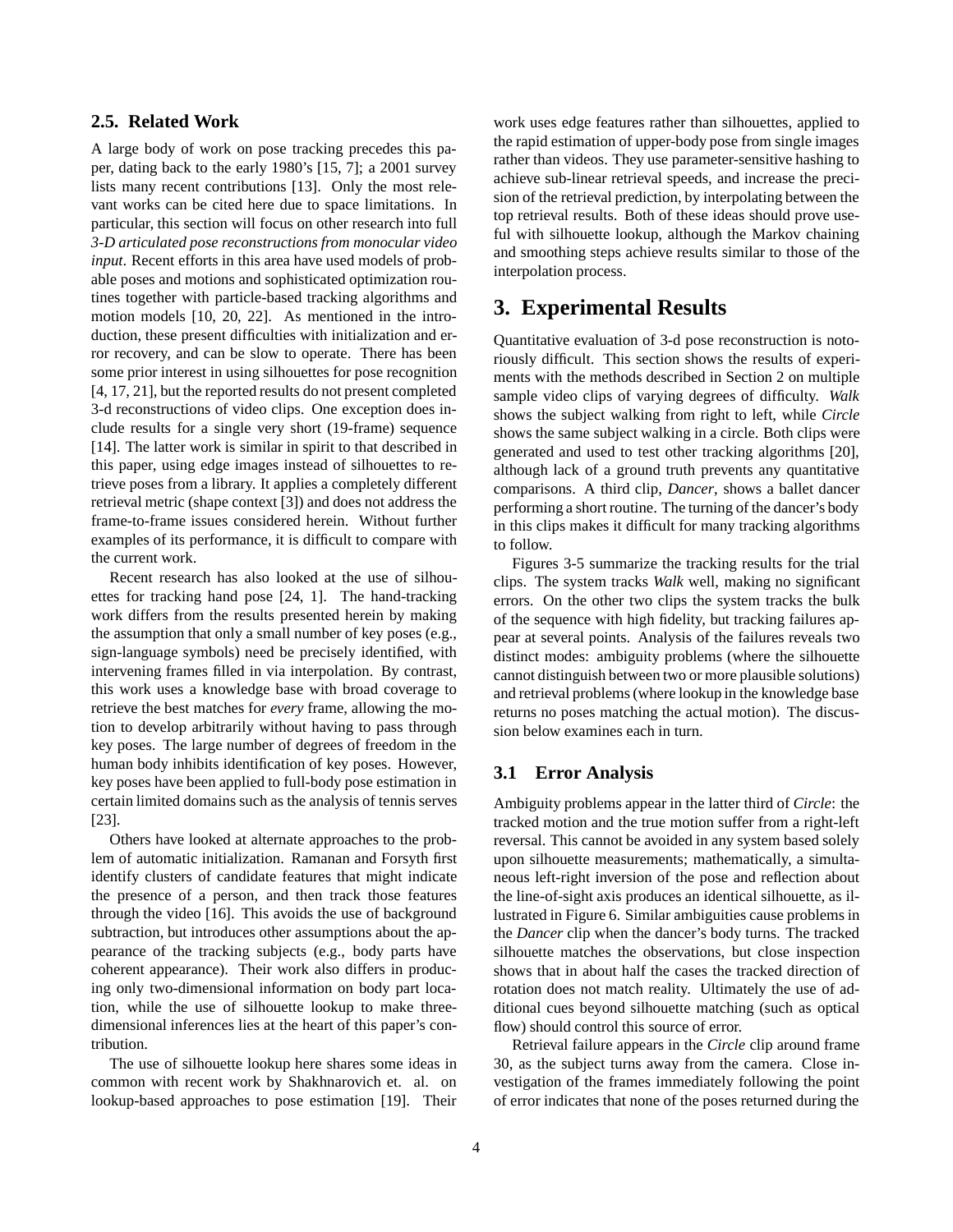### 2.5. Related Work

A large body of work on pose tracking precedes this paper, dating back to the early 1980's [15, 7]; a 2001 survey lists many recent contributions [13]. Only the most relevant works can be cited here due to space limitations. In particular, this section will focus on other research into full *3-D articulated pose reconstructions from monocular video input*. Recent efforts in this area have used models of probable poses and motions and sophisticated optimization routines together with particle-based tracking algorithms and motion models [10, 20, 22]. As mentioned in the introduction, these present difficulties with initialization and error recovery, and can be slow to operate. There has been some prior interest in using silhouettes for pose recognition [4, 17, 21], but the reported results do not present completed 3-d reconstructions of video clips. One exception does include results for a single very short (19-frame) sequence [14]. The latter work is similar in spirit to that described in this paper, using edge images instead of silhouettes to retrieve poses from a library. It applies a completely different retrieval metric (shape context [3]) and does not address the frame-to-frame issues considered herein. Without further examples of its performance, it is difficult to compare with the current work.

Recent research has also looked at the use of silhouettes for tracking hand pose [24, 1]. The hand-tracking work differs from the results presented herein by making the assumption that only a small number of key poses (e.g., sign-language symbols) need be precisely identified, with intervening frames filled in via interpolation. By contrast, this work uses a knowledge base with broad coverage to retrieve the best matches for *every* frame, allowing the motion to develop arbitrarily without having to pass through key poses. The large number of degrees of freedom in the human body inhibits identification of key poses. However, key poses have been applied to full-body pose estimation in certain limited domains such as the analysis of tennis serves [23].

Others have looked at alternate approaches to the problem of automatic initialization. Ramanan and Forsyth first identify clusters of candidate features that might indicate the presence of a person, and then track those features through the video [16]. This avoids the use of background subtraction, but introduces other assumptions about the appearance of the tracking subjects (e.g., body parts have coherent appearance). Their work also differs in producing only two-dimensional information on body part location, while the use of silhouette lookup to make three-dimensional inferences lies at the heart of this paper's contribution.

The use of silhouette lookup here shares some ideas in common with recent work by Shakhnarovich et. al. on lookup-based approaches to pose estimation [19]. Their work uses edge features rather than silhouettes, applied to the rapid estimation of upper-body pose from single images rather than videos. They use parameter-sensitive hashing to achieve sub-linear retrieval speeds, and increase the precision of the retrieval prediction, by interpolating between the top retrieval results. Both of these ideas should prove useful with silhouette lookup, although the Markov chaining and smoothing steps achieve results similar to those of the interpolation process.

# 3. Experimental Results

Quantitative evaluation of 3-d pose reconstruction is notoriously difficult. This section shows the results of experiments with the methods described in Section 2 on multiple sample video clips of varying degrees of difficulty. *Walk* shows the subject walking from right to left, while *Circle* shows the same subject walking in a circle. Both clips were generated and used to test other tracking algorithms [20], although lack of a ground truth prevents any quantitative comparisons. A third clip, *Dancer*, shows a ballet dancer performing a short routine. The turning of the dancer's body in this clips makes it difficult for many tracking algorithms to follow.

Figures 3-5 summarize the tracking results for the trial clips. The system tracks *Walk* well, making no significant errors. On the other two clips the system tracks the bulk of the sequence with high fidelity, but tracking failures appear at several points. Analysis of the failures reveals two distinct modes: ambiguity problems (where the silhouette cannot distinguish between two or more plausible solutions) and retrieval problems (where lookup in the knowledge base returns no poses matching the actual motion). The discussion below examines each in turn.

### 3.1 Error Analysis

Ambiguity problems appear in the latter third of *Circle*: the tracked motion and the true motion suffer from a right-left reversal. This cannot be avoided in any system based solely upon silhouette measurements; mathematically, a simultaneous left-right inversion of the pose and reflection about the line-of-sight axis produces an identical silhouette, as illustrated in Figure 6. Similar ambiguities cause problems in the *Dancer* clip when the dancer's body turns. The tracked silhouette matches the observations, but close inspection shows that in about half the cases the tracked direction of rotation does not match reality. Ultimately the use of additional cues beyond silhouette matching (such as optical flow) should control this source of error.

Retrieval failure appears in the *Circle* clip around frame 30, as the subject turns away from the camera. Close investigation of the frames immediately following the point of error indicates that none of the poses returned during the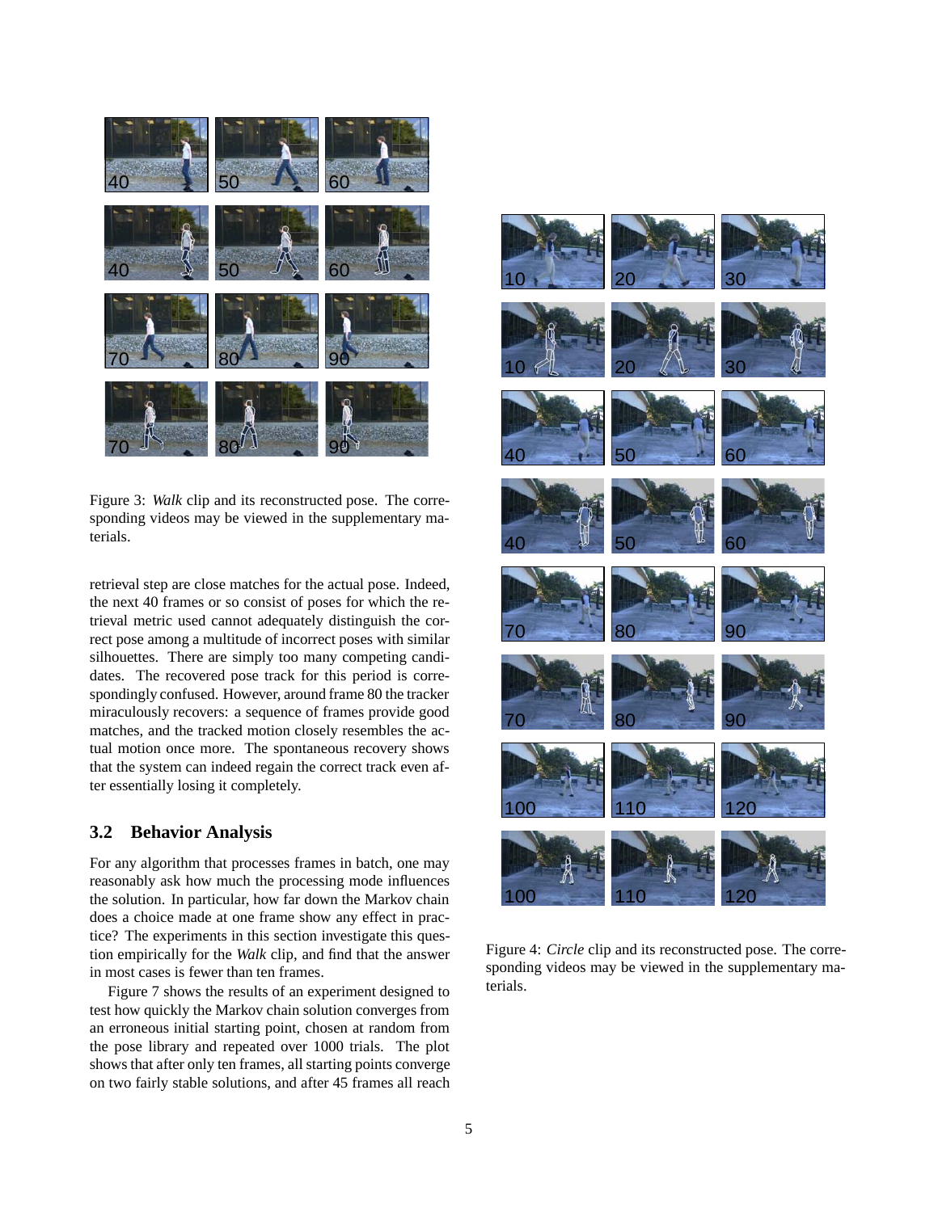Figure 3: *Walk* clip and its reconstructed pose. The corresponding videos may be viewed in the supplementary materials.

retrieval step are close matches for the actual pose. Indeed, the next 40 frames or so consist of poses for which the retrieval metric used cannot adequately distinguish the correct pose among a multitude of incorrect poses with similar silhouettes. There are simply too many competing candidates. The recovered pose track for this period is correspondingly confused. However, around frame 80 the tracker miraculously recovers: a sequence of frames provide good matches, and the tracked motion closely resembles the actual motion once more. The spontaneous recovery shows that the system can indeed regain the correct track even after essentially losing it completely.

### 3.2 Behavior Analysis

For any algorithm that processes frames in batch, one may reasonably ask how much the processing mode influences the solution. In particular, how far down the Markov chain does a choice made at one frame show any effect in practice? The experiments in this section investigate this question empirically for the *Walk* clip, and find that the answer in most cases is fewer than ten frames.

Figure 7 shows the results of an experiment designed to test how quickly the Markov chain solution converges from an erroneous initial starting point, chosen at random from the pose library and repeated over 1000 trials. The plot shows that after only ten frames, all starting points converge on two fairly stable solutions, and after 45 frames all reach

Figure 4: *Circle* clip and its reconstructed pose. The corresponding videos may be viewed in the supplementary materials.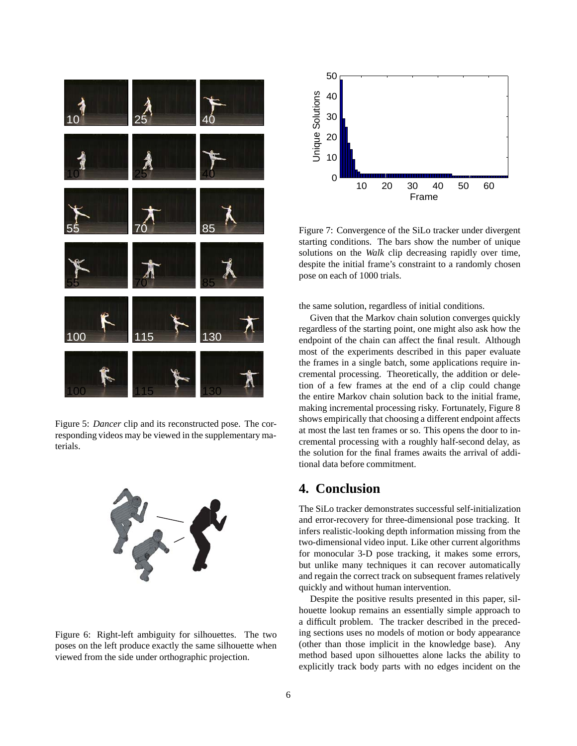Figure 5: *Dancer* clip and its reconstructed pose. The corresponding videos may be viewed in the supplementary materials.

Figure 6: Right-left ambiguity for silhouettes. The two poses on the left produce exactly the same silhouette when viewed from the side under orthographic projection.

Figure 7: Convergence of the SiLo tracker under divergent starting conditions. The bars show the number of unique solutions on the *Walk* clip decreasing rapidly over time, despite the initial frame's constraint to a randomly chosen pose on each of 1000 trials.

the same solution, regardless of initial conditions.

Given that the Markov chain solution converges quickly regardless of the starting point, one might also ask how the endpoint of the chain can affect the final result. Although most of the experiments described in this paper evaluate the frames in a single batch, some applications require incremental processing. Theoretically, the addition or deletion of a few frames at the end of a clip could change the entire Markov chain solution back to the initial frame, making incremental processing risky. Fortunately, Figure 8 shows empirically that choosing a different endpoint affects at most the last ten frames or so. This opens the door to incremental processing with a roughly half-second delay, as the solution for the final frames awaits the arrival of additional data before commitment.

# 4. Conclusion

The SiLo tracker demonstrates successful self-initialization and error-recovery for three-dimensional pose tracking. It infers realistic-looking depth information missing from the two-dimensional video input. Like other current algorithms for monocular 3-D pose tracking, it makes some errors, but unlike many techniques it can recover automatically and regain the correct track on subsequent frames relatively quickly and without human intervention.

Despite the positive results presented in this paper, silhouette lookup remains an essentially simple approach to a difficult problem. The tracker described in the preceding sections uses no models of motion or body appearance (other than those implicit in the knowledge base). Any method based upon silhouettes alone lacks the ability to explicitly track body parts with no edges incident on the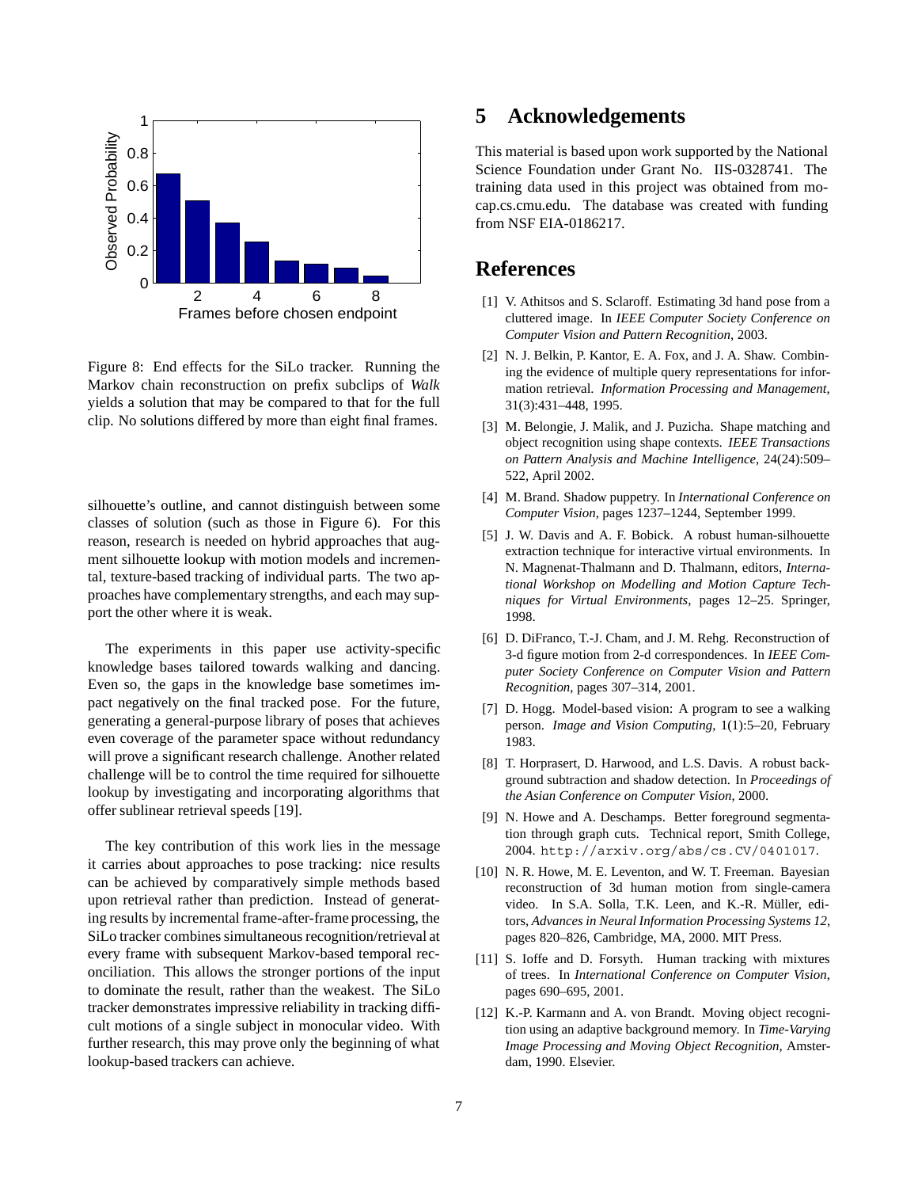1

0.8

0.6

0.4

0.2

0

Observed Probability

2 4 6 8

Frames before chosen endpoint

Figure 8: End effects for the SiLo tracker. Running the Markov chain reconstruction on prefix subclips of *Walk* yields a solution that may be compared to that for the full clip. No solutions differed by more than eight final frames.

silhouette's outline, and cannot distinguish between some classes of solution (such as those in Figure 6). For this reason, research is needed on hybrid approaches that augment silhouette lookup with motion models and incremental, texture-based tracking of individual parts. The two approaches have complementary strengths, and each may support the other where it is weak.

The experiments in this paper use activity-specific knowledge bases tailored towards walking and dancing. Even so, the gaps in the knowledge base sometimes impact negatively on the final tracked pose. For the future, generating a general-purpose library of poses that achieves even coverage of the parameter space without redundancy will prove a significant research challenge. Another related challenge will be to control the time required for silhouette lookup by investigating and incorporating algorithms that offer sublinear retrieval speeds [19].

The key contribution of this work lies in the message it carries about approaches to pose tracking: nice results can be achieved by comparatively simple methods based upon retrieval rather than prediction. Instead of generating results by incremental frame-after-frame processing, the SiLo tracker combines simultaneous recognition/retrieval at every frame with subsequent Markov-based temporal reconciliation. This allows the stronger portions of the input to dominate the result, rather than the weakest. The SiLo tracker demonstrates impressive reliability in tracking difficult motions of a single subject in monocular video. With further research, this may prove only the beginning of what lookup-based trackers can achieve.

# 5 Acknowledgements

This material is based upon work supported by the National Science Foundation under Grant No. IIS-0328741. The training data used in this project was obtained from mocap.cs.cmu.edu. The database was created with funding from NSF EIA-0186217.

# References

[1] V. Athitsos and S. Sclaroff. Estimating 3d hand pose from a cluttered image. In *IEEE Computer Society Conference on Computer Vision and Pattern Recognition*, 2003.

[2] N. J. Belkin, P. Kantor, E. A. Fox, and J. A. Shaw. Combining the evidence of multiple query representations for information retrieval. *Information Processing and Management*, 31(3):431–448, 1995.

[3] M. Belongie, J. Malik, and J. Puzicha. Shape matching and object recognition using shape contexts. *IEEE Transactions on Pattern Analysis and Machine Intelligence*, 24(24):509–522, April 2002.

[4] M. Brand. Shadow puppetry. In *International Conference on Computer Vision*, pages 1237–1244, September 1999.

[5] J. W. Davis and A. F. Bobick. A robust human-silhouette extraction technique for interactive virtual environments. In N. Magnenat-Thalmann and D. Thalmann, editors, *International Workshop on Modelling and Motion Capture Techniques for Virtual Environments*, pages 12–25. Springer, 1998.

[6] D. DiFranco, T.-J. Cham, and J. M. Rehg. Reconstruction of 3-d figure motion from 2-d correspondences. In *IEEE Computer Society Conference on Computer Vision and Pattern Recognition*, pages 307–314, 2001.

[7] D. Hogg. Model-based vision: A program to see a walking person. *Image and Vision Computing*, 1(1):5–20, February 1983.

[8] T. Horprasert, D. Harwood, and L.S. Davis. A robust background subtraction and shadow detection. In *Proceedings of the Asian Conference on Computer Vision*, 2000.

[9] N. Howe and A. Deschamps. Better foreground segmentation through graph cuts. Technical report, Smith College, 2004. http://arxiv.org/abs/cs.CV/0401017.

[10] N. R. Howe, M. E. Leventon, and W. T. Freeman. Bayesian reconstruction of 3d human motion from single-camera video. In S.A. Solla, T.K. Leen, and K.-R. Müller, editors, *Advances in Neural Information Processing Systems 12*, pages 820–826, Cambridge, MA, 2000. MIT Press.

[11] S. Ioffe and D. Forsyth. Human tracking with mixtures of trees. In *International Conference on Computer Vision*, pages 690–695, 2001.

[12] K.-P. Karmann and A. von Brandt. Moving object recognition using an adaptive background memory. In *Time-Varying Image Processing and Moving Object Recognition*, Amsterdam, 1990. Elsevier.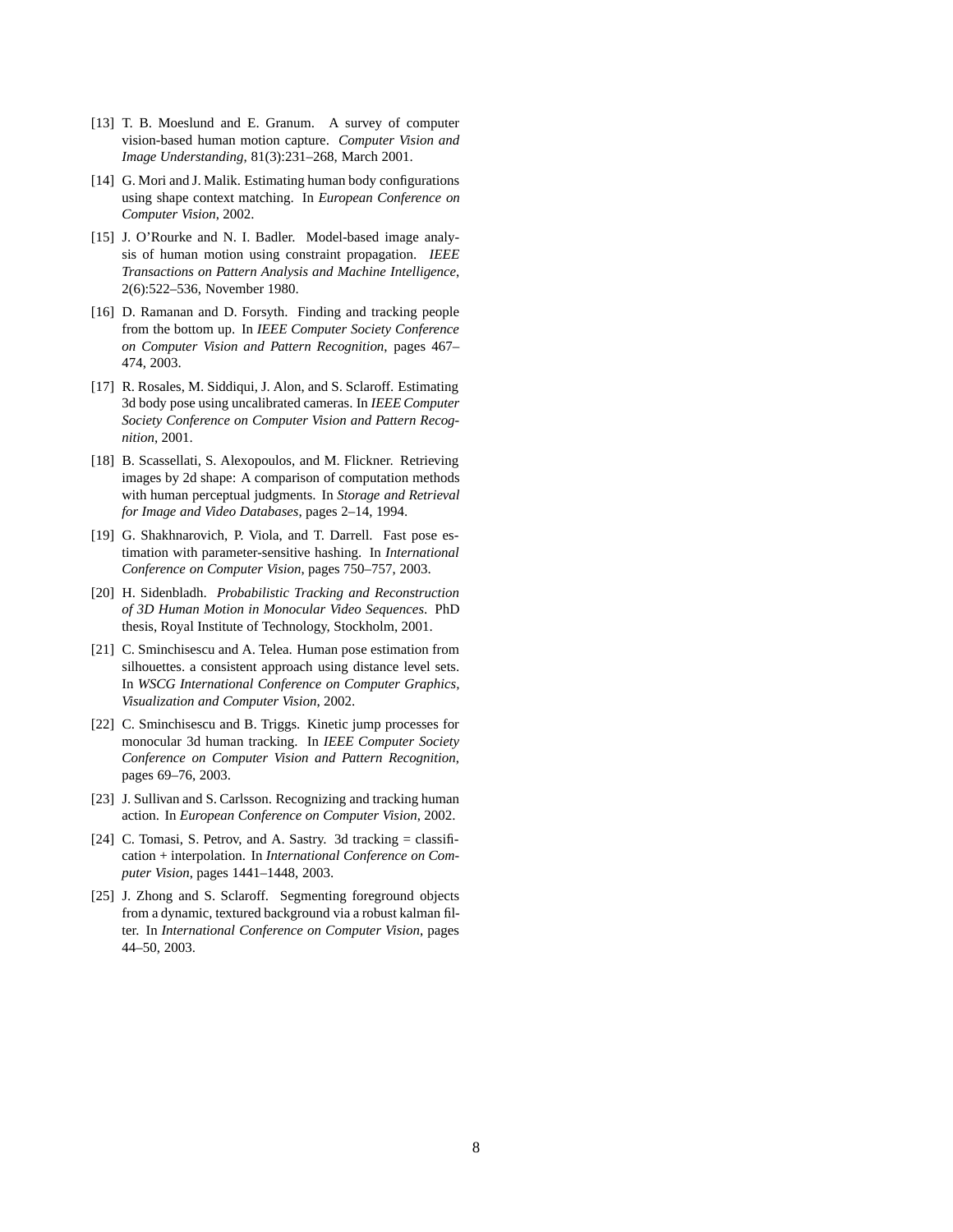[13] T. B. Moeslund and E. Granum. A survey of computer vision-based human motion capture. *Computer Vision and Image Understanding*, 81(3):231–268, March 2001.

[14] G. Mori and J. Malik. Estimating human body configurations using shape context matching. In *European Conference on Computer Vision*, 2002.

[15] J. O'Rourke and N. I. Badler. Model-based image analysis of human motion using constraint propagation. *IEEE Transactions on Pattern Analysis and Machine Intelligence*, 2(6):522–536, November 1980.

[16] D. Ramanan and D. Forsyth. Finding and tracking people from the bottom up. In *IEEE Computer Society Conference on Computer Vision and Pattern Recognition*, pages 467–474, 2003.

[17] R. Rosales, M. Siddiqui, J. Alon, and S. Sclaroff. Estimating 3d body pose using uncalibrated cameras. In *IEEE Computer Society Conference on Computer Vision and Pattern Recognition*, 2001.

[18] B. Scassellati, S. Alexopoulos, and M. Flickner. Retrieving images by 2d shape: A comparison of computation methods with human perceptual judgments. In *Storage and Retrieval for Image and Video Databases*, pages 2–14, 1994.

[19] G. Shakhnarovich, P. Viola, and T. Darrell. Fast pose estimation with parameter-sensitive hashing. In *International Conference on Computer Vision*, pages 750–757, 2003.

[20] H. Sidenbladh. *Probabilistic Tracking and Reconstruction of 3D Human Motion in Monocular Video Sequences*. PhD thesis, Royal Institute of Technology, Stockholm, 2001.

[21] C. Sminchisescu and A. Telea. Human pose estimation from silhouettes. a consistent approach using distance level sets. In *WSCG International Conference on Computer Graphics, Visualization and Computer Vision*, 2002.

[22] C. Sminchisescu and B. Triggs. Kinetic jump processes for monocular 3d human tracking. In *IEEE Computer Society Conference on Computer Vision and Pattern Recognition*, pages 69–76, 2003.

[23] J. Sullivan and S. Carlsson. Recognizing and tracking human action. In *European Conference on Computer Vision*, 2002.

[24] C. Tomasi, S. Petrov, and A. Sastry. 3d tracking = classification + interpolation. In *International Conference on Computer Vision*, pages 1441–1448, 2003.

[25] J. Zhong and S. Sclaroff. Segmenting foreground objects from a dynamic, textured background via a robust kalman filter. In *International Conference on Computer Vision*, pages 44–50, 2003.